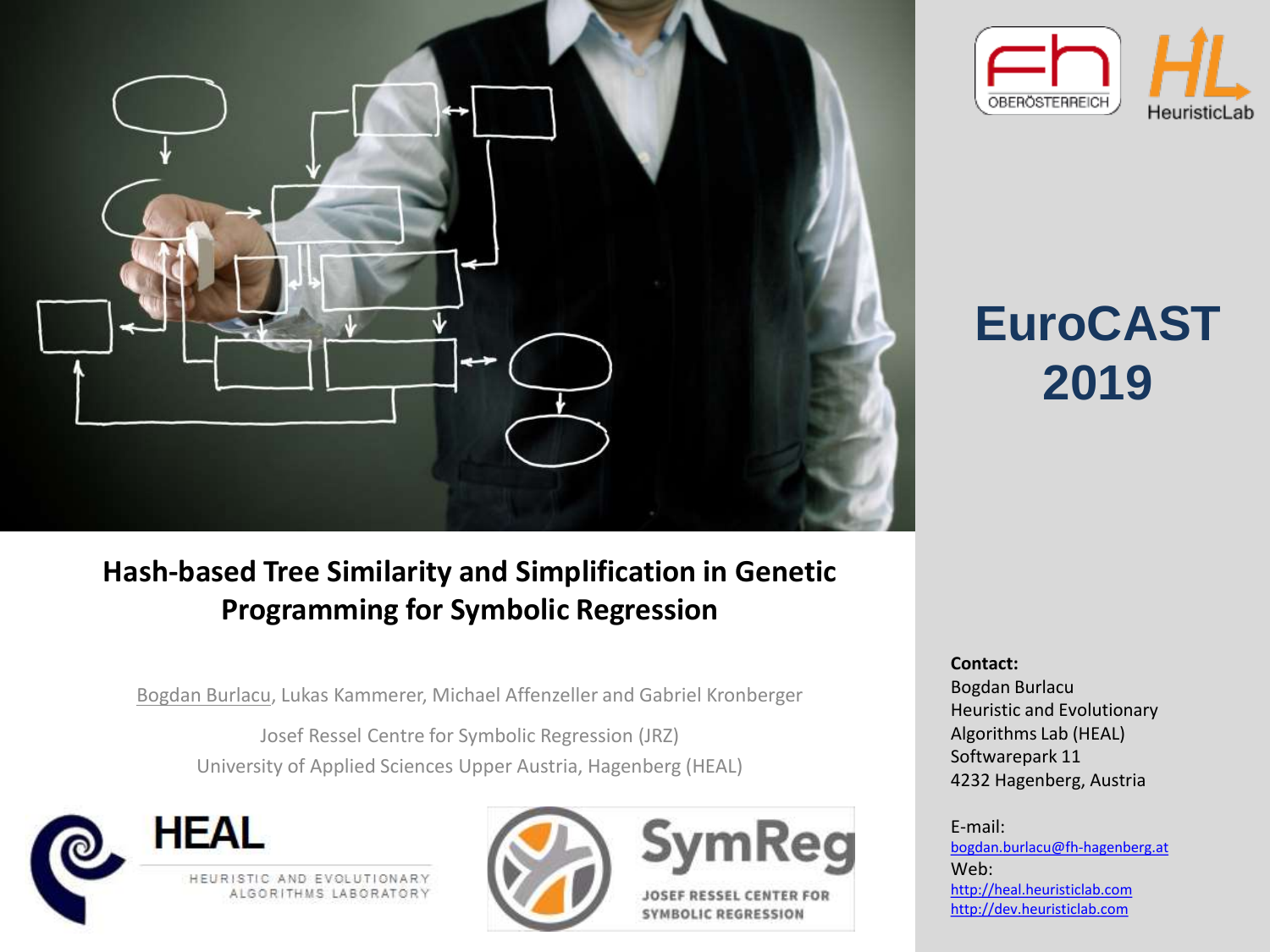# EuroCAST 2019

## Hash-based Tree Similarity and Simplification in Genetic Programming for Symbolic Regression

Bogdan Burlacu, Lukas Kammerer, Michael Affenzeller and Gabriel Kronberger

Josef Ressel Centre for Symbolic Regression (JRZ)

University of Applied Sciences Upper Austria, Hagenberg (HEAL)

**Contact:**
Bogdan Burlacu
Heuristic and Evolutionary Algorithms Lab (HEAL)
Softwarepark 11
4232 Hagenberg, Austria

E-mail:
bogdan.burlacu@fh-hagenberg.at
Web:
http://heal.heuristiclab.com
http://dev.heuristiclab.com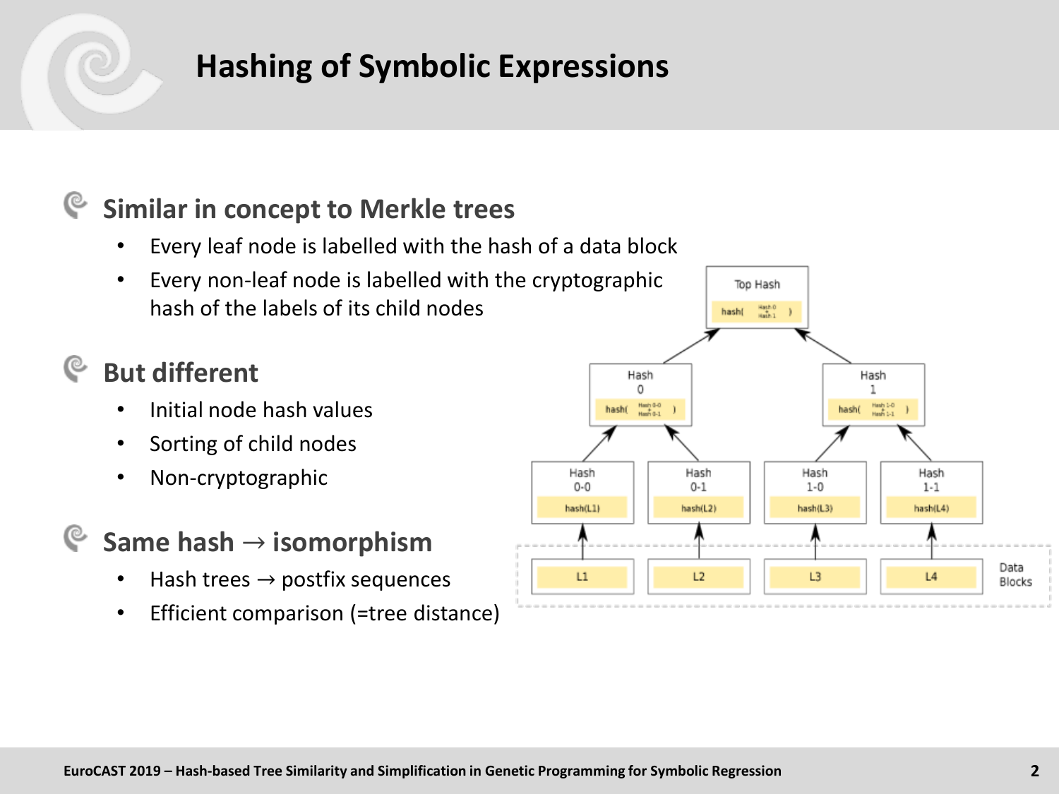# Hashing of Symbolic Expressions

## Similar in concept to Merkle trees

- Every leaf node is labelled with the hash of a data block
- Every non-leaf node is labelled with the cryptographic hash of the labels of its child nodes

## But different

- Initial node hash values
- Sorting of child nodes
- Non-cryptographic

## Same hash → isomorphism

- Hash trees → postfix sequences
- Efficient comparison (=tree distance)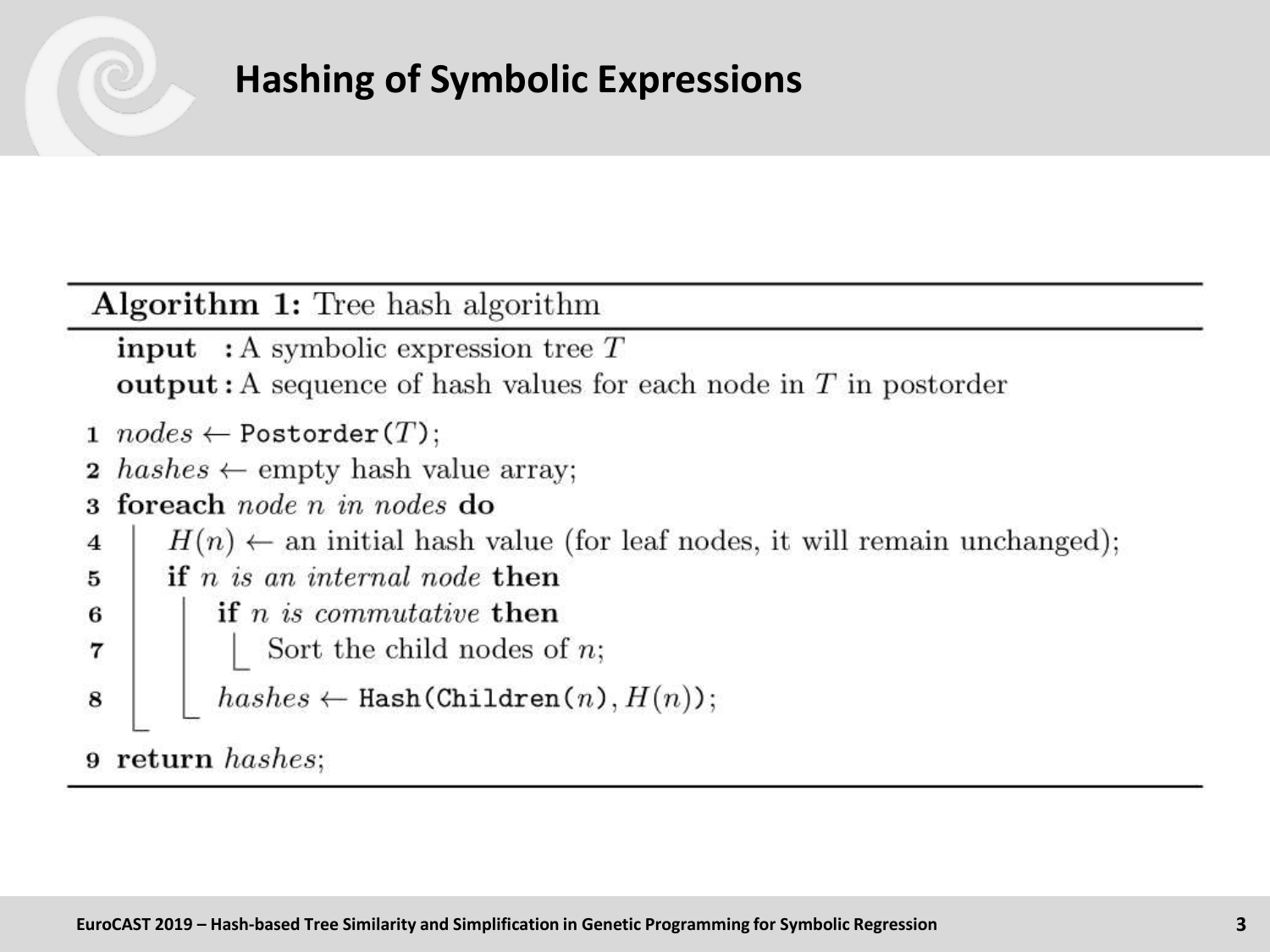# Hashing of Symbolic Expressions

**Algorithm 1:** Tree hash algorithm

**input** : A symbolic expression tree $T$

**output** : A sequence of hash values for each node in $T$ in postorder

```
1  nodes ← Postorder(T);
2  hashes ← empty hash value array;
3  foreach node n in nodes do
4      H(n) ← an initial hash value (for leaf nodes, it will remain unchanged);
5      if n is an internal node then
6          if n is commutative then
7              Sort the child nodes of n;
8          hashes ← Hash(Children(n), H(n));
9  return hashes;
```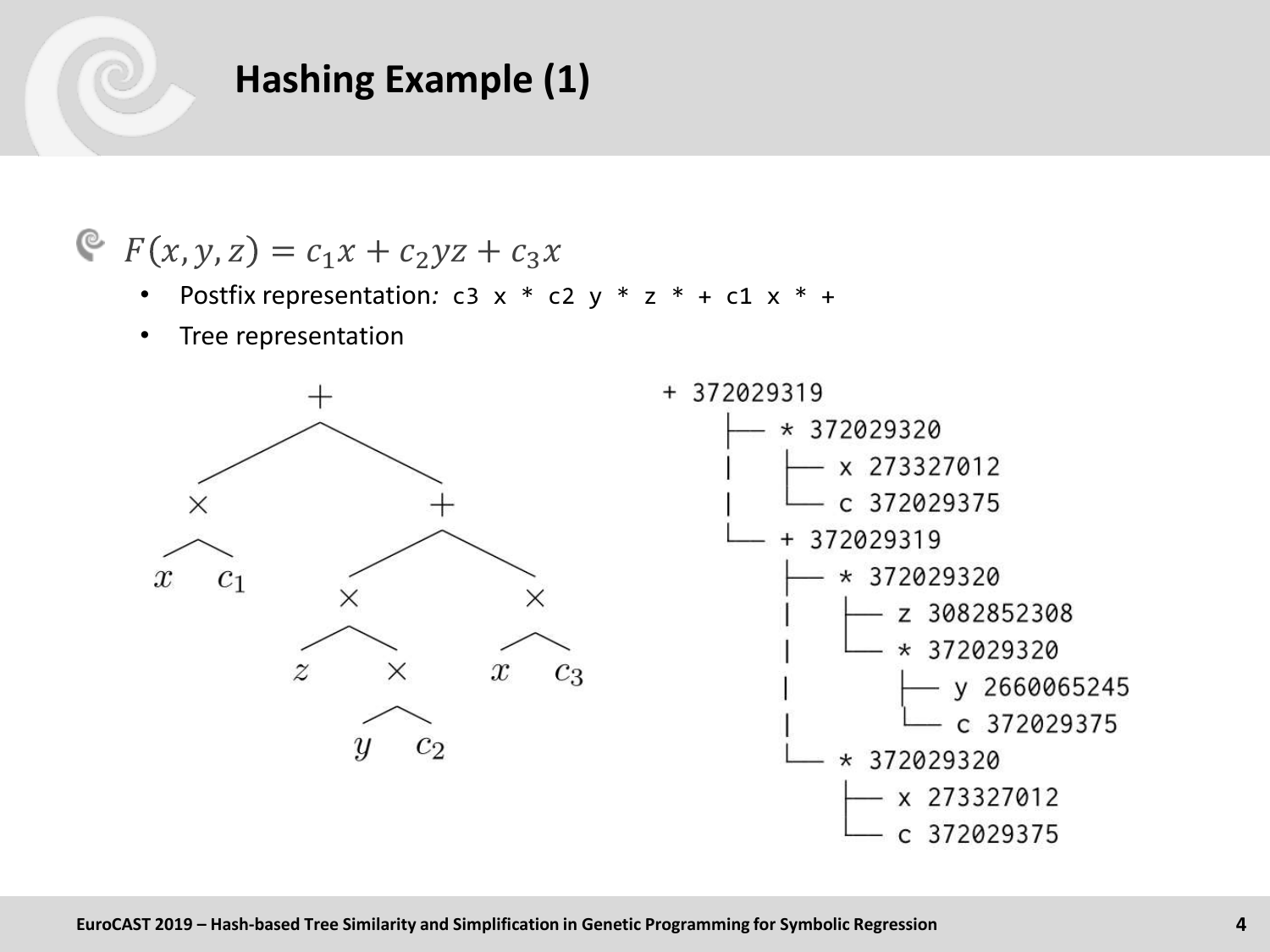# Hashing Example (1)

- $F(x, y, z) = c_1 x + c_2 yz + c_3 x$
  - Postfix representation: `c3 x * c2 y * z * + c1 x * +`
  - Tree representation

```
+ 372029319
├── * 372029320
│   ├── x 273327012
│   └── c 372029375
└── + 372029319
    ├── * 372029320
    │   ├── z 3082852308
    │   └── * 372029320
    │       ├── y 2660065245
    │       └── c 372029375
    └── * 372029320
        ├── x 273327012
        └── c 372029375
```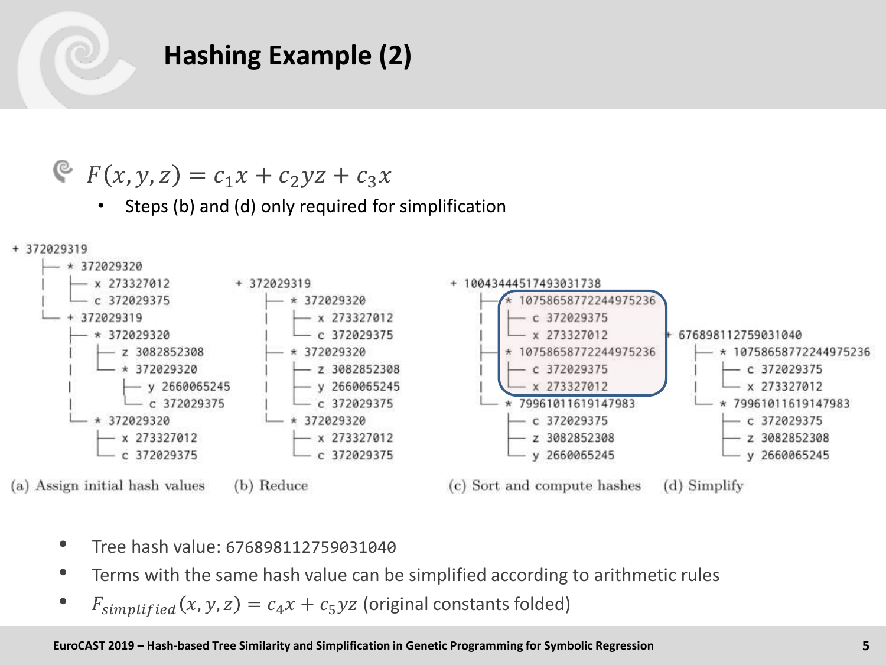# Hashing Example (2)

- $F(x, y, z) = c_1 x + c_2 yz + c_3 x$
  - Steps (b) and (d) only required for simplification

```
+ 372029319
├─ * 372029320
|   ├─ x 273327012
|   └─ c 372029375
└─ + 372029319
    ├─ * 372029320
    |   ├─ z 3082852308
    |   └─ * 372029320
    |       ├─ y 2660065245
    |       └─ c 372029375
    └─ * 372029320
        ├─ x 273327012
        └─ c 372029375
```

(a) Assign initial hash values

```
+ 372029319
├─ * 372029320
|   ├─ x 273327012
|   └─ c 372029375
├─ * 372029320
|   ├─ z 3082852308
|   ├─ y 2660065245
|   └─ c 372029375
└─ * 372029320
    ├─ x 273327012
    └─ c 372029375
```

(b) Reduce

```
+ 10043444517493031738
├─ * 10758658772244975236
|   ├─ c 372029375
|   └─ x 273327012
├─ * 10758658772244975236
|   ├─ c 372029375
|   └─ x 273327012
└─ * 7996101161914798​3
    ├─ c 372029375
    ├─ z 3082852308
    └─ y 2660065245
```

(c) Sort and compute hashes

```
+ 676898112759031040
├─ * 10758658772244975236
|   ├─ c 372029375
|   └─ x 273327012
└─ * 79961011619147983
    ├─ c 372029375
    ├─ z 3082852308
    └─ y 2660065245
```

(d) Simplify

- Tree hash value: 676898112759031040
- Terms with the same hash value can be simplified according to arithmetic rules
- $F_{simplified}(x, y, z) = c_4 x + c_5 yz$ (original constants folded)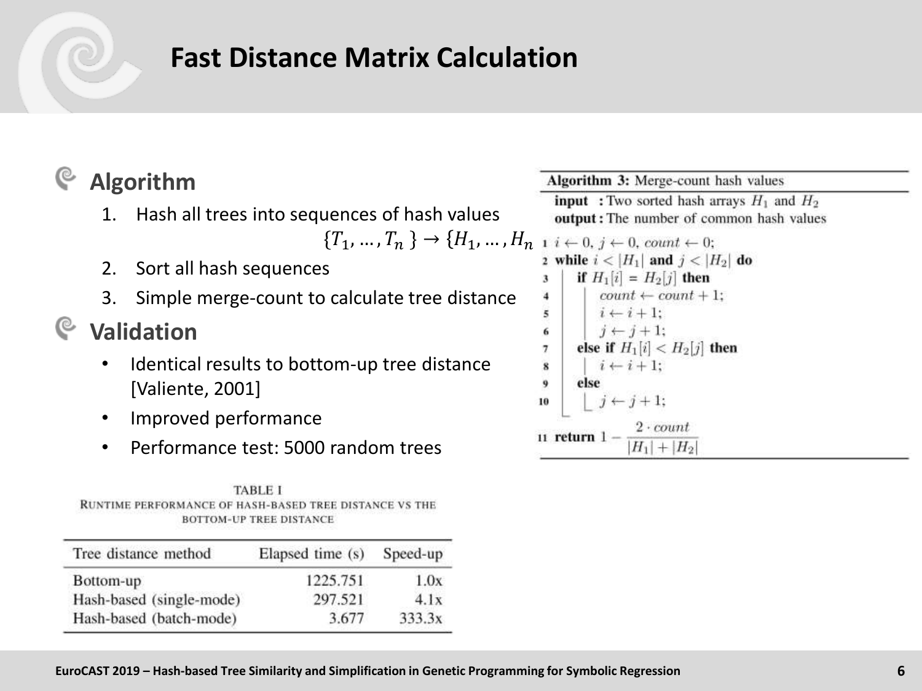# Fast Distance Matrix Calculation

## Algorithm

1. Hash all trees into sequences of hash values $\{T_1, \ldots, T_n\} \rightarrow \{H_1, \ldots, H_n$
2. Sort all hash sequences
3. Simple merge-count to calculate tree distance

## Validation

- Identical results to bottom-up tree distance [Valiente, 2001]
- Improved performance
- Performance test: 5000 random trees

TABLE I
RUNTIME PERFORMANCE OF HASH-BASED TREE DISTANCE VS THE BOTTOM-UP TREE DISTANCE

| Tree distance method | Elapsed time (s) | Speed-up |
|---|---|---|
| Bottom-up | 1225.751 | 1.0x |
| Hash-based (single-mode) | 297.521 | 4.1x |
| Hash-based (batch-mode) | 3.677 | 333.3x |

**Algorithm 3:** Merge-count hash values

**input** : Two sorted hash arrays $H_1$ and $H_2$
**output** : The number of common hash values

```
1  i ← 0, j ← 0, count ← 0;
2  while i < |H1| and j < |H2| do
3      if H1[i] = H2[j] then
4          count ← count + 1;
5          i ← i + 1;
6          j ← j + 1;
7      else if H1[i] < H2[j] then
8          i ← i + 1;
9      else
10         j ← j + 1;
11 return 1 − (2 · count) / (|H1| + |H2|)
```

$$1 - \frac{2 \cdot count}{|H_1| + |H_2|}$$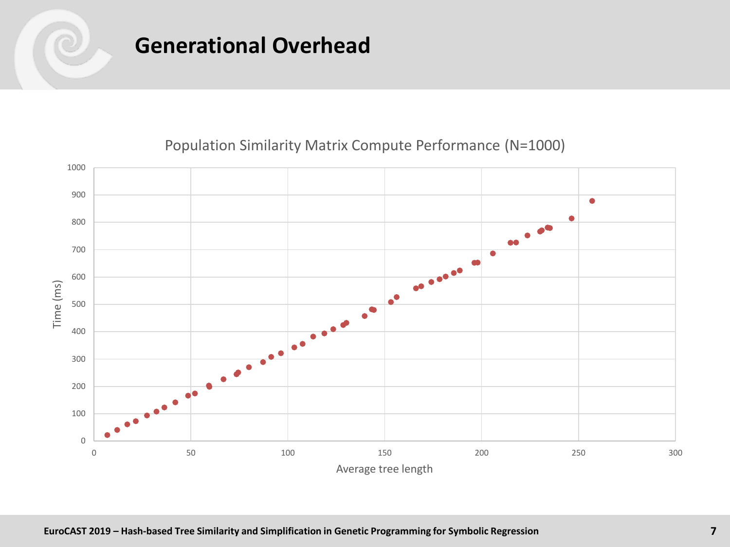## Generational Overhead

Population Similarity Matrix Compute Performance (N=1000)

Time (ms)

Average tree length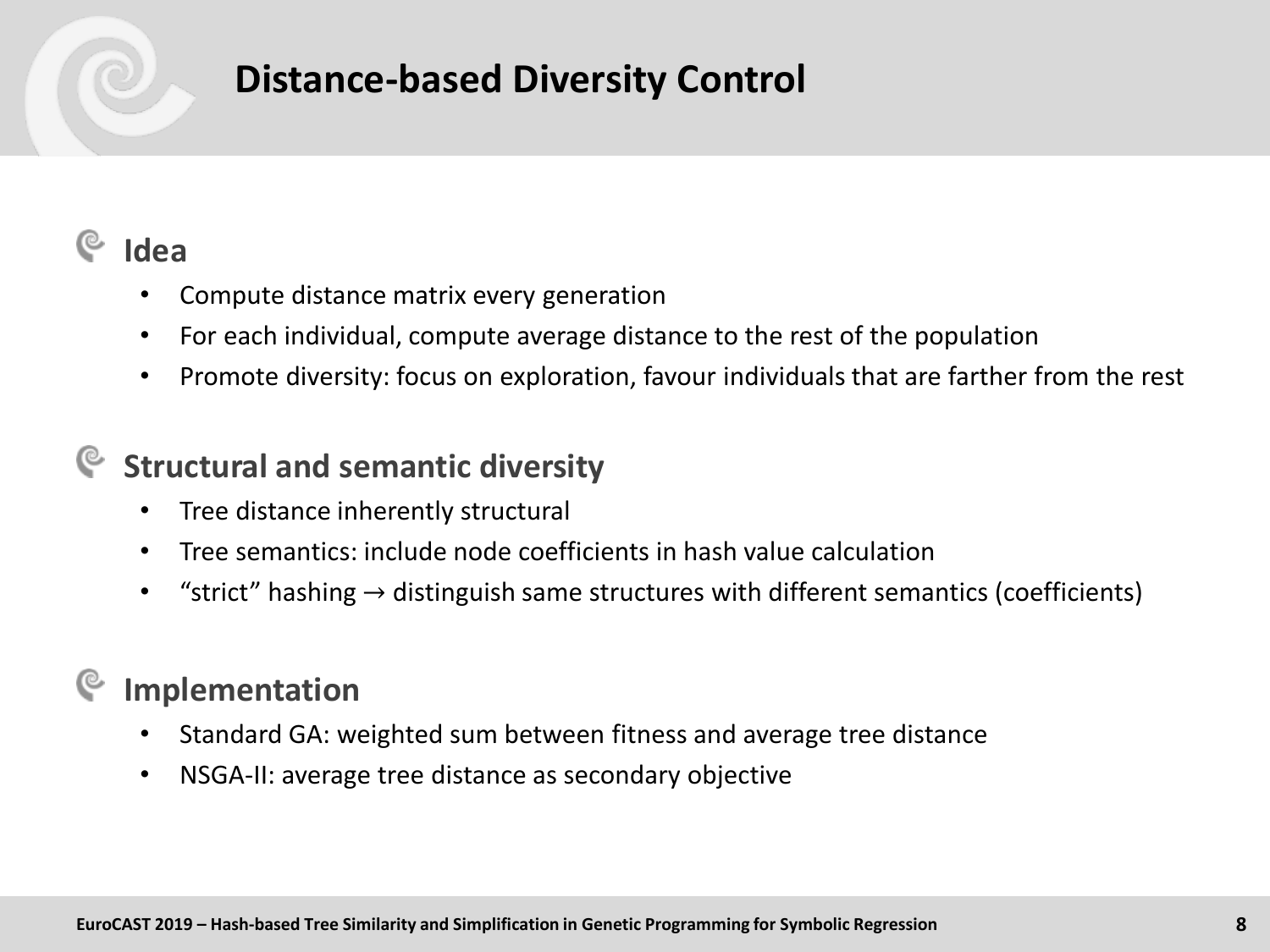# Distance-based Diversity Control

## Idea

- Compute distance matrix every generation
- For each individual, compute average distance to the rest of the population
- Promote diversity: focus on exploration, favour individuals that are farther from the rest

## Structural and semantic diversity

- Tree distance inherently structural
- Tree semantics: include node coefficients in hash value calculation
- “strict” hashing → distinguish same structures with different semantics (coefficients)

## Implementation

- Standard GA: weighted sum between fitness and average tree distance
- NSGA-II: average tree distance as secondary objective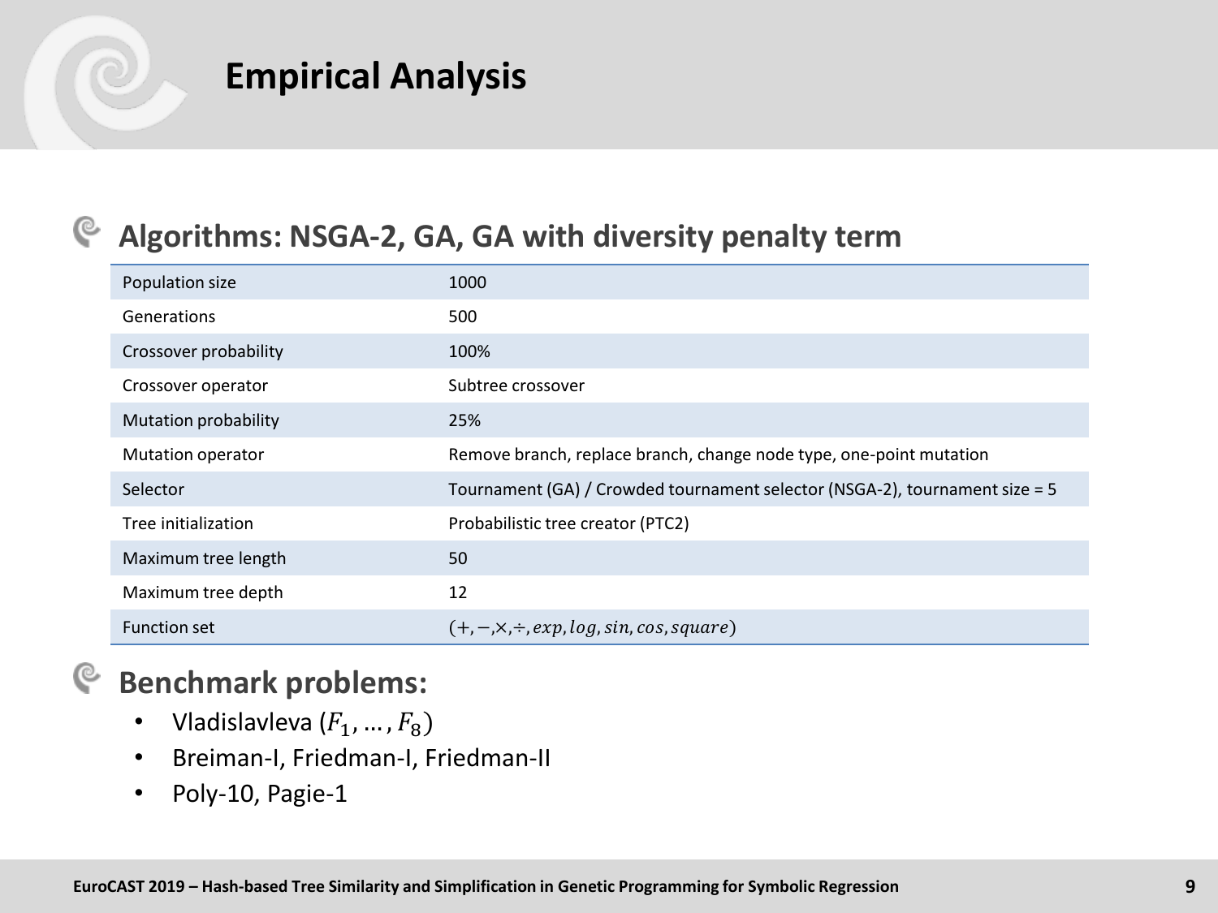# Empirical Analysis

## Algorithms: NSGA-2, GA, GA with diversity penalty term

| Parameter | Value |
|---|---|
| Population size | 1000 |
| Generations | 500 |
| Crossover probability | 100% |
| Crossover operator | Subtree crossover |
| Mutation probability | 25% |
| Mutation operator | Remove branch, replace branch, change node type, one-point mutation |
| Selector | Tournament (GA) / Crowded tournament selector (NSGA-2), tournament size = 5 |
| Tree initialization | Probabilistic tree creator (PTC2) |
| Maximum tree length | 50 |
| Maximum tree depth | 12 |
| Function set | $(+, -, \times, \div, exp, log, sin, cos, square)$ |

## Benchmark problems:

- Vladislavleva ($F_1, \ldots, F_8$)
- Breiman-I, Friedman-I, Friedman-II
- Poly-10, Pagie-1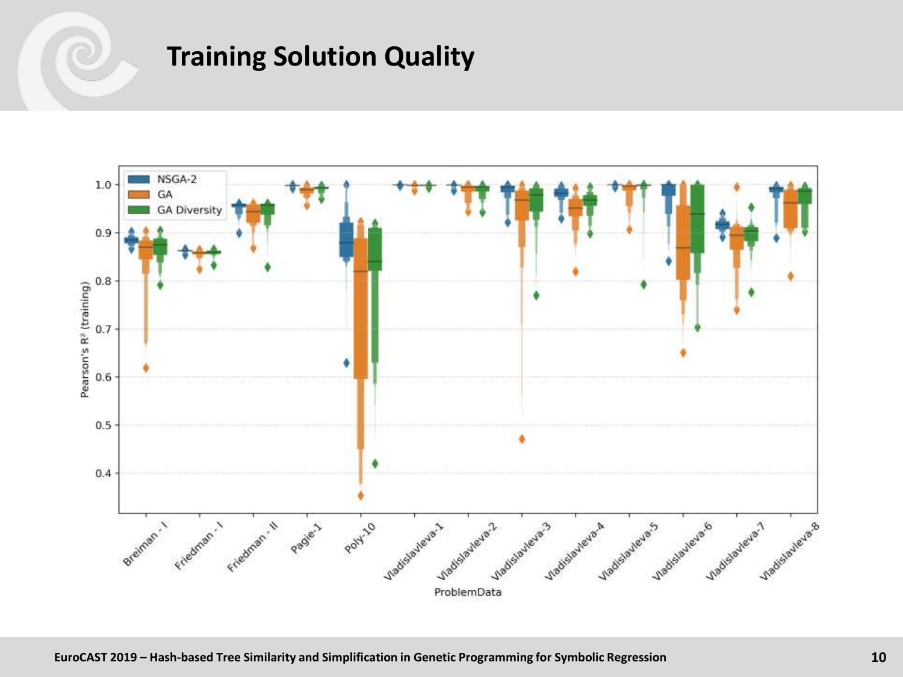# Training Solution Quality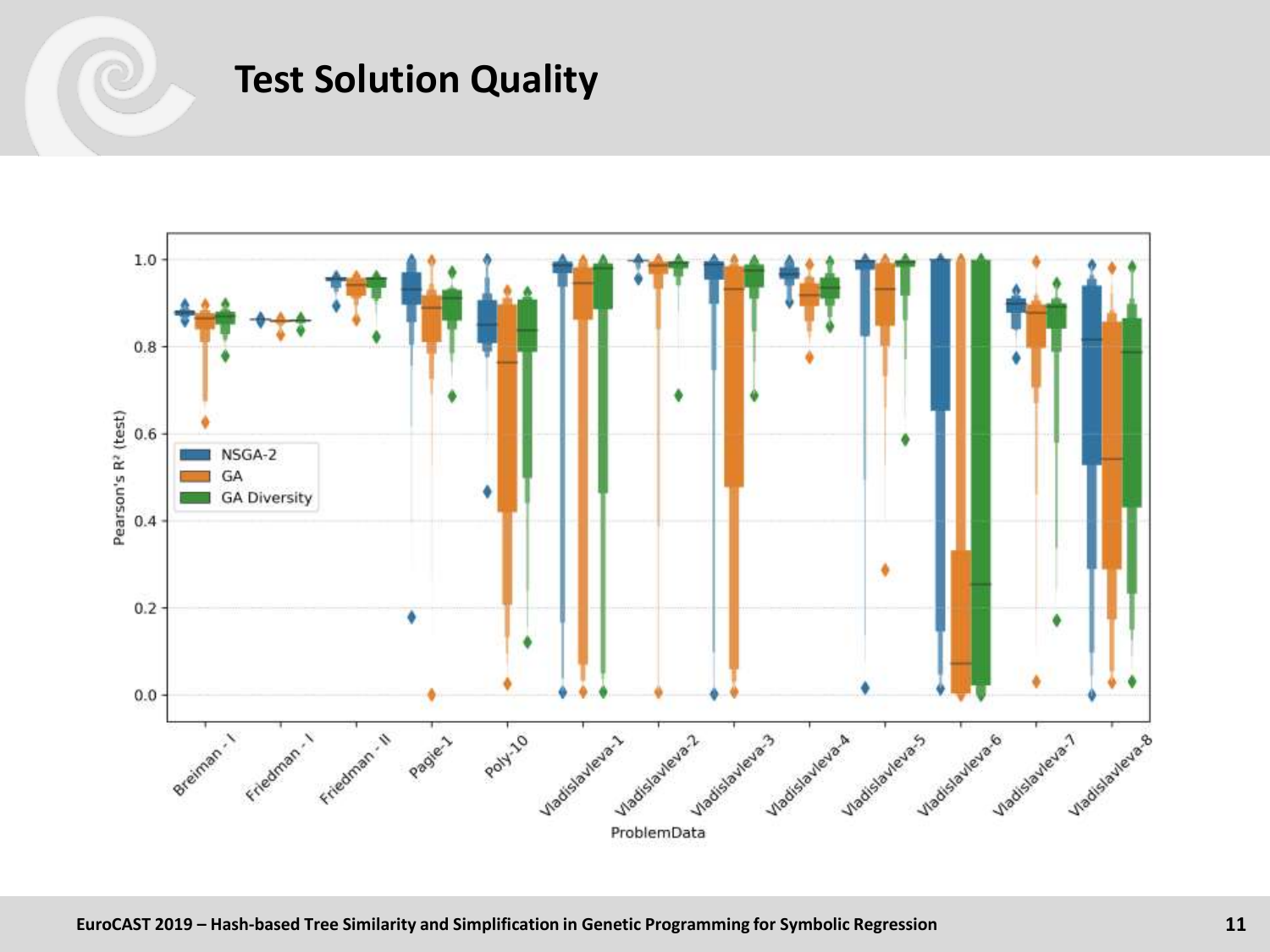# Test Solution Quality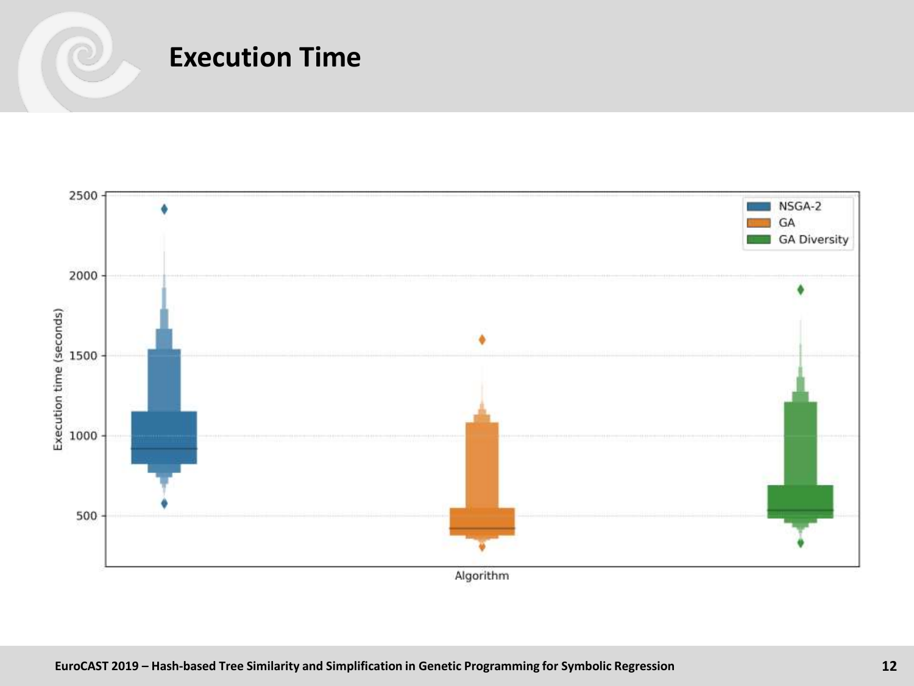# Execution Time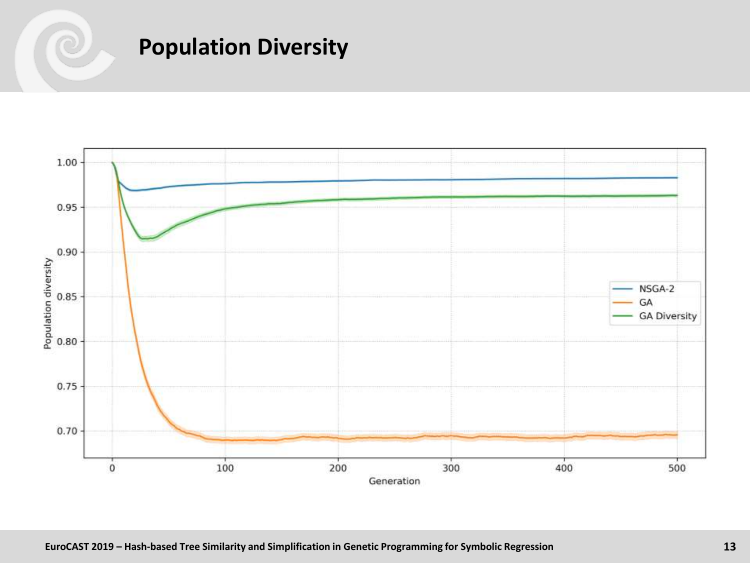# Population Diversity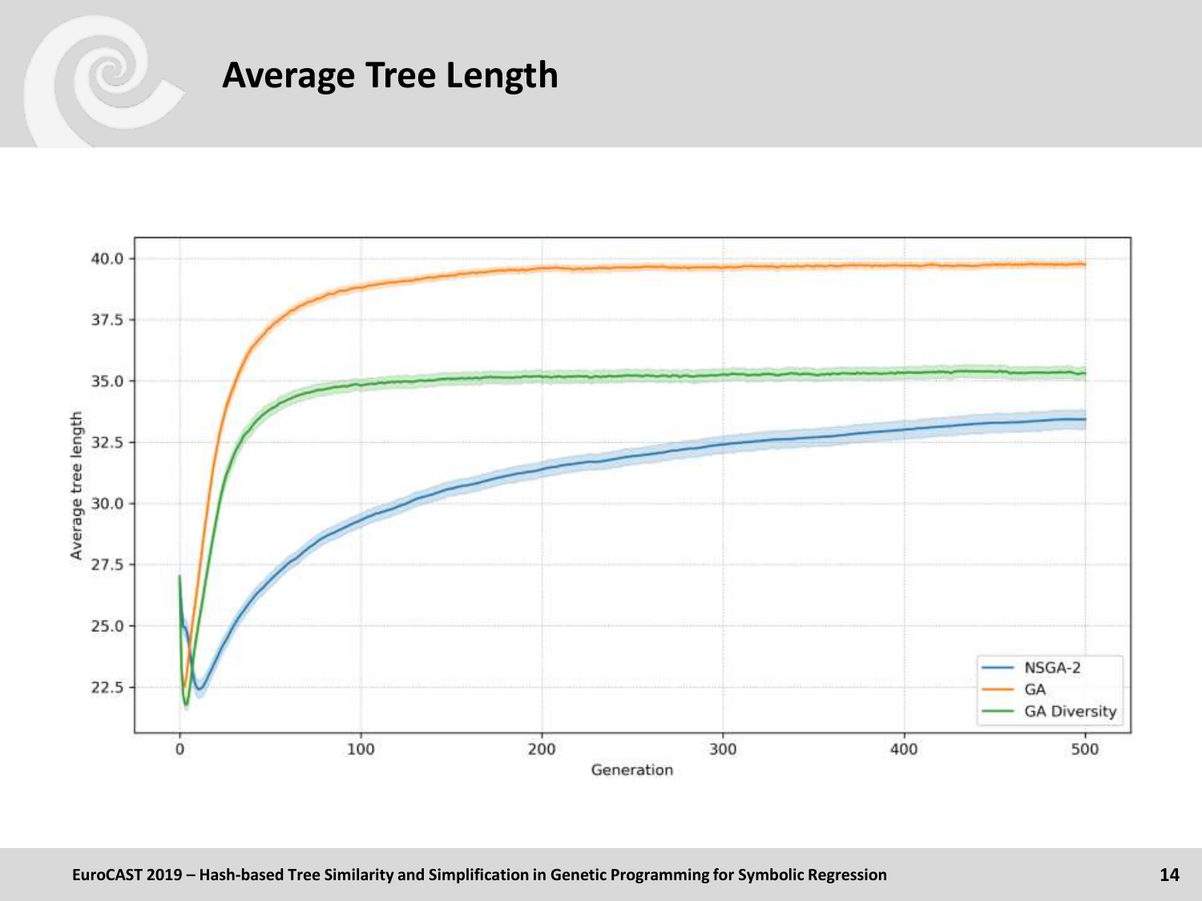# Average Tree Length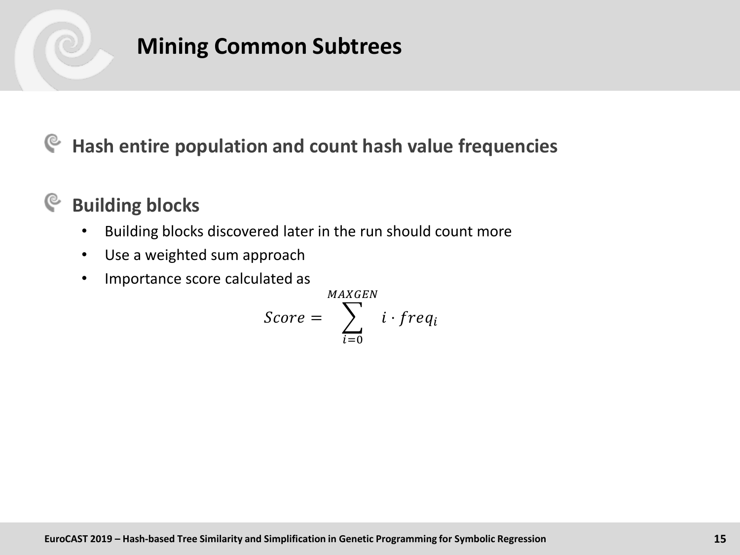# Mining Common Subtrees

## Hash entire population and count hash value frequencies

## Building blocks

- Building blocks discovered later in the run should count more
- Use a weighted sum approach
- Importance score calculated as

$$Score = \sum_{i=0}^{MAXGEN} i \cdot freq_i$$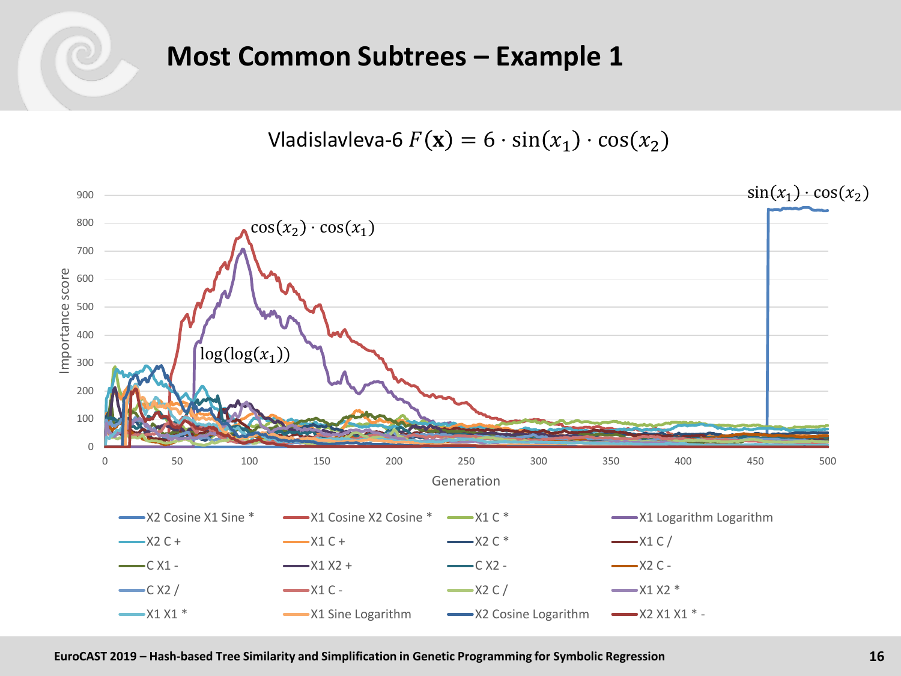# Most Common Subtrees – Example 1

Vladislavleva-6 $F(\mathbf{x}) = 6 \cdot \sin(x_1) \cdot \cos(x_2)$

Importance score

Annotations: $\sin(x_1) \cdot \cos(x_2)$, $\cos(x_2) \cdot \cos(x_1)$, $\log(\log(x_1))$

Generation

Legend:

- X2 Cosine X1 Sine *
- X1 Cosine X2 Cosine *
- X1 C *
- X1 Logarithm Logarithm
- X2 C +
- X1 C +
- X2 C *
- X1 C /
- C X1 -
- X1 X2 +
- C X2 -
- X2 C -
- C X2 /
- X1 C -
- X2 C /
- X1 X2 *
- X1 X1 *
- X1 Sine Logarithm
- X2 Cosine Logarithm
- X2 X1 X1 * -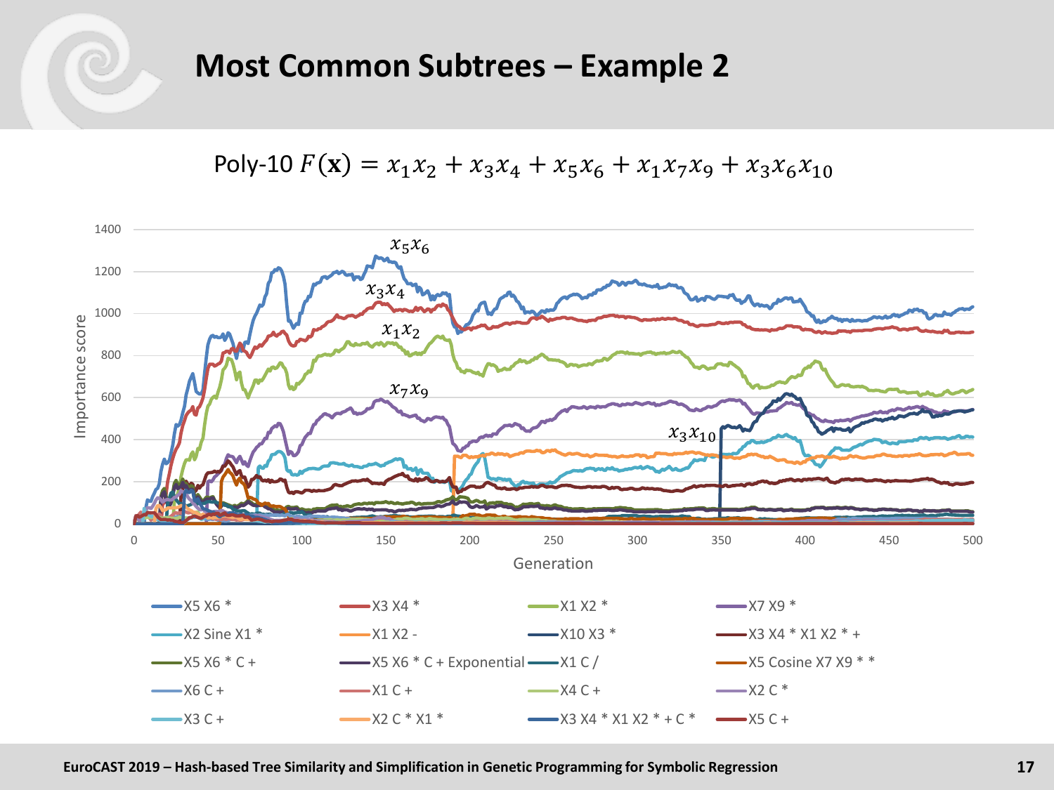# Most Common Subtrees – Example 2

Poly-10 $F(\mathbf{x}) = x_1x_2 + x_3x_4 + x_5x_6 + x_1x_7x_9 + x_3x_6x_{10}$

Importance score (y-axis, 0–1400) vs. Generation (x-axis, 0–500)

Curve labels: $x_5x_6$, $x_3x_4$, $x_1x_2$, $x_7x_9$, $x_3x_{10}$

Legend:

- X5 X6 *
- X3 X4 *
- X1 X2 *
- X7 X9 *
- X2 Sine X1 *
- X1 X2 -
- X10 X3 *
- X3 X4 * X1 X2 * +
- X5 X6 * C +
- X5 X6 * C + Exponential
- X1 C /
- X5 Cosine X7 X9 * *
- X6 C +
- X1 C +
- X4 C +
- X2 C *
- X3 C +
- X2 C * X1 *
- X3 X4 * X1 X2 * + C *
- X5 C +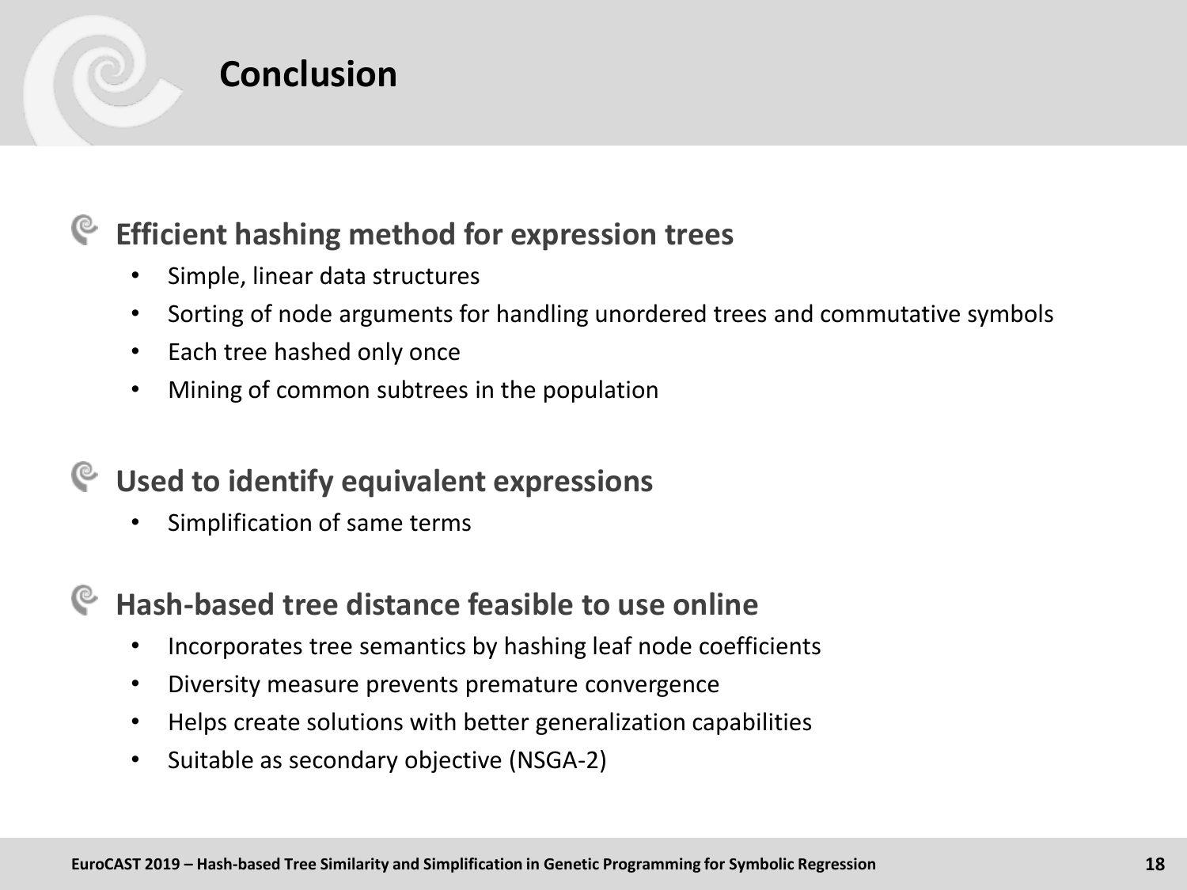# Conclusion

## Efficient hashing method for expression trees

- Simple, linear data structures
- Sorting of node arguments for handling unordered trees and commutative symbols
- Each tree hashed only once
- Mining of common subtrees in the population

## Used to identify equivalent expressions

- Simplification of same terms

## Hash-based tree distance feasible to use online

- Incorporates tree semantics by hashing leaf node coefficients
- Diversity measure prevents premature convergence
- Helps create solutions with better generalization capabilities
- Suitable as secondary objective (NSGA-2)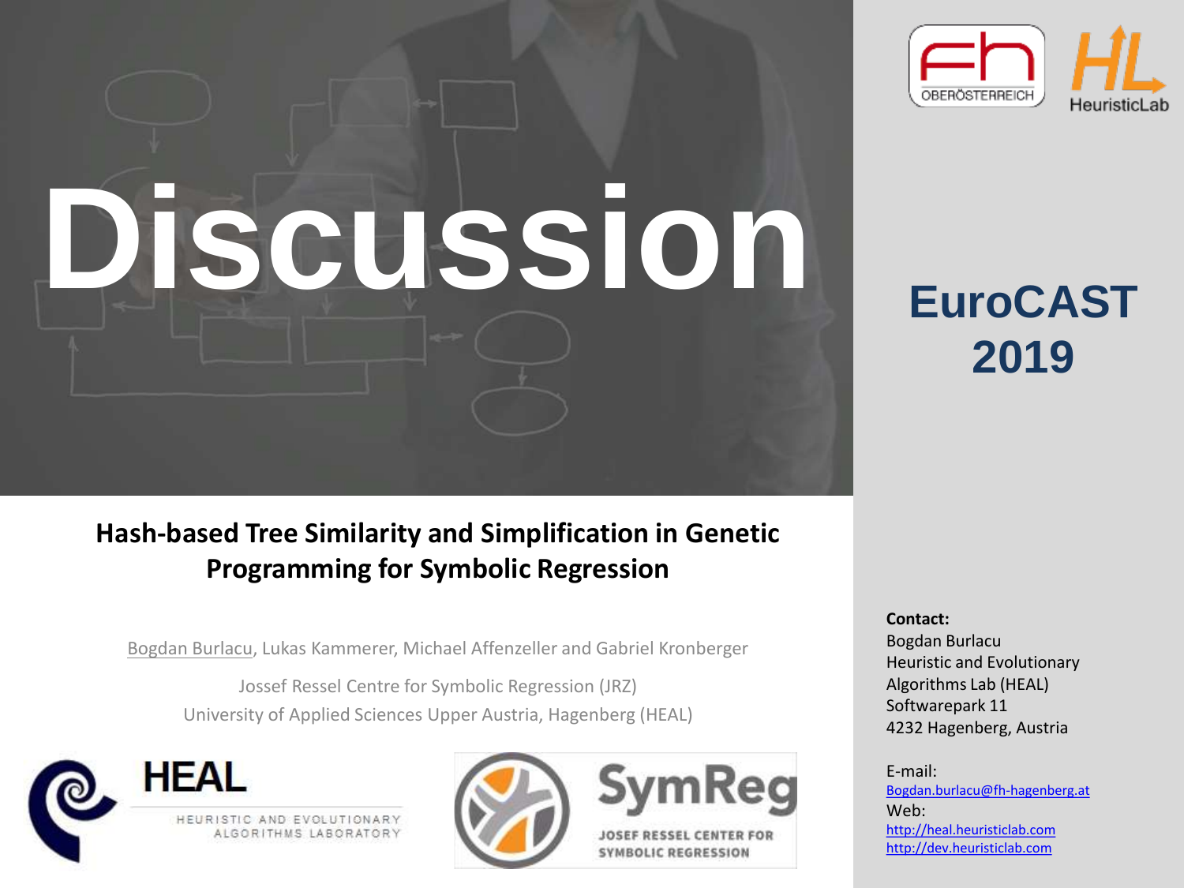# Discussion

## EuroCAST 2019

**Hash-based Tree Similarity and Simplification in Genetic Programming for Symbolic Regression**

Bogdan Burlacu, Lukas Kammerer, Michael Affenzeller and Gabriel Kronberger

Jossef Ressel Centre for Symbolic Regression (JRZ)
University of Applied Sciences Upper Austria, Hagenberg (HEAL)

HEAL
HEURISTIC AND EVOLUTIONARY ALGORITHMS LABORATORY

SymReg
JOSEF RESSEL CENTER FOR SYMBOLIC REGRESSION

**Contact:**
Bogdan Burlacu
Heuristic and Evolutionary Algorithms Lab (HEAL)
Softwarepark 11
4232 Hagenberg, Austria

E-mail:
Bogdan.burlacu@fh-hagenberg.at

Web:
http://heal.heuristiclab.com
http://dev.heuristiclab.com